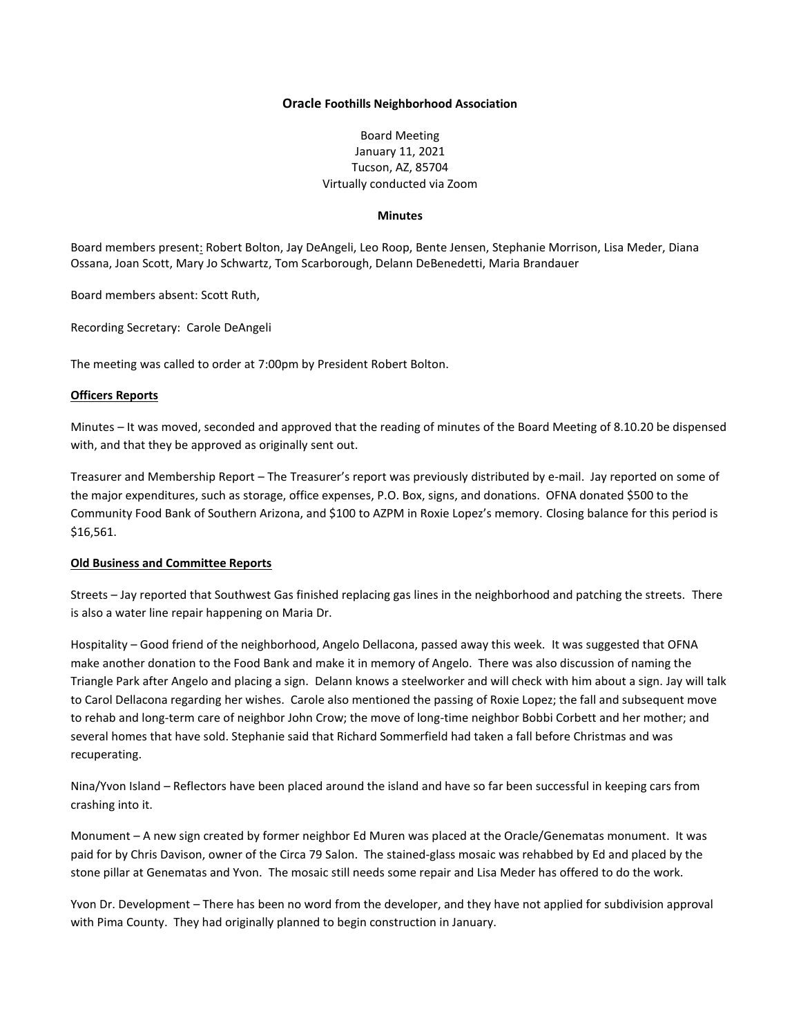# **Oracle Foothills Neighborhood Association**

Board Meeting
January 11, 2021
Tucson, AZ, 85704
Virtually conducted via Zoom

**Minutes**

Board members present: Robert Bolton, Jay DeAngeli, Leo Roop, Bente Jensen, Stephanie Morrison, Lisa Meder, Diana Ossana, Joan Scott, Mary Jo Schwartz, Tom Scarborough, Delann DeBenedetti, Maria Brandauer

Board members absent: Scott Ruth,

Recording Secretary: Carole DeAngeli

The meeting was called to order at 7:00pm by President Robert Bolton.

## **Officers Reports**

Minutes – It was moved, seconded and approved that the reading of minutes of the Board Meeting of 8.10.20 be dispensed with, and that they be approved as originally sent out.

Treasurer and Membership Report – The Treasurer's report was previously distributed by e-mail. Jay reported on some of the major expenditures, such as storage, office expenses, P.O. Box, signs, and donations. OFNA donated $500 to the Community Food Bank of Southern Arizona, and $100 to AZPM in Roxie Lopez's memory. Closing balance for this period is $16,561.

## **Old Business and Committee Reports**

Streets – Jay reported that Southwest Gas finished replacing gas lines in the neighborhood and patching the streets. There is also a water line repair happening on Maria Dr.

Hospitality – Good friend of the neighborhood, Angelo Dellacona, passed away this week. It was suggested that OFNA make another donation to the Food Bank and make it in memory of Angelo. There was also discussion of naming the Triangle Park after Angelo and placing a sign. Delann knows a steelworker and will check with him about a sign. Jay will talk to Carol Dellacona regarding her wishes. Carole also mentioned the passing of Roxie Lopez; the fall and subsequent move to rehab and long-term care of neighbor John Crow; the move of long-time neighbor Bobbi Corbett and her mother; and several homes that have sold. Stephanie said that Richard Sommerfield had taken a fall before Christmas and was recuperating.

Nina/Yvon Island – Reflectors have been placed around the island and have so far been successful in keeping cars from crashing into it.

Monument – A new sign created by former neighbor Ed Muren was placed at the Oracle/Genematas monument. It was paid for by Chris Davison, owner of the Circa 79 Salon. The stained-glass mosaic was rehabbed by Ed and placed by the stone pillar at Genematas and Yvon. The mosaic still needs some repair and Lisa Meder has offered to do the work.

Yvon Dr. Development – There has been no word from the developer, and they have not applied for subdivision approval with Pima County. They had originally planned to begin construction in January.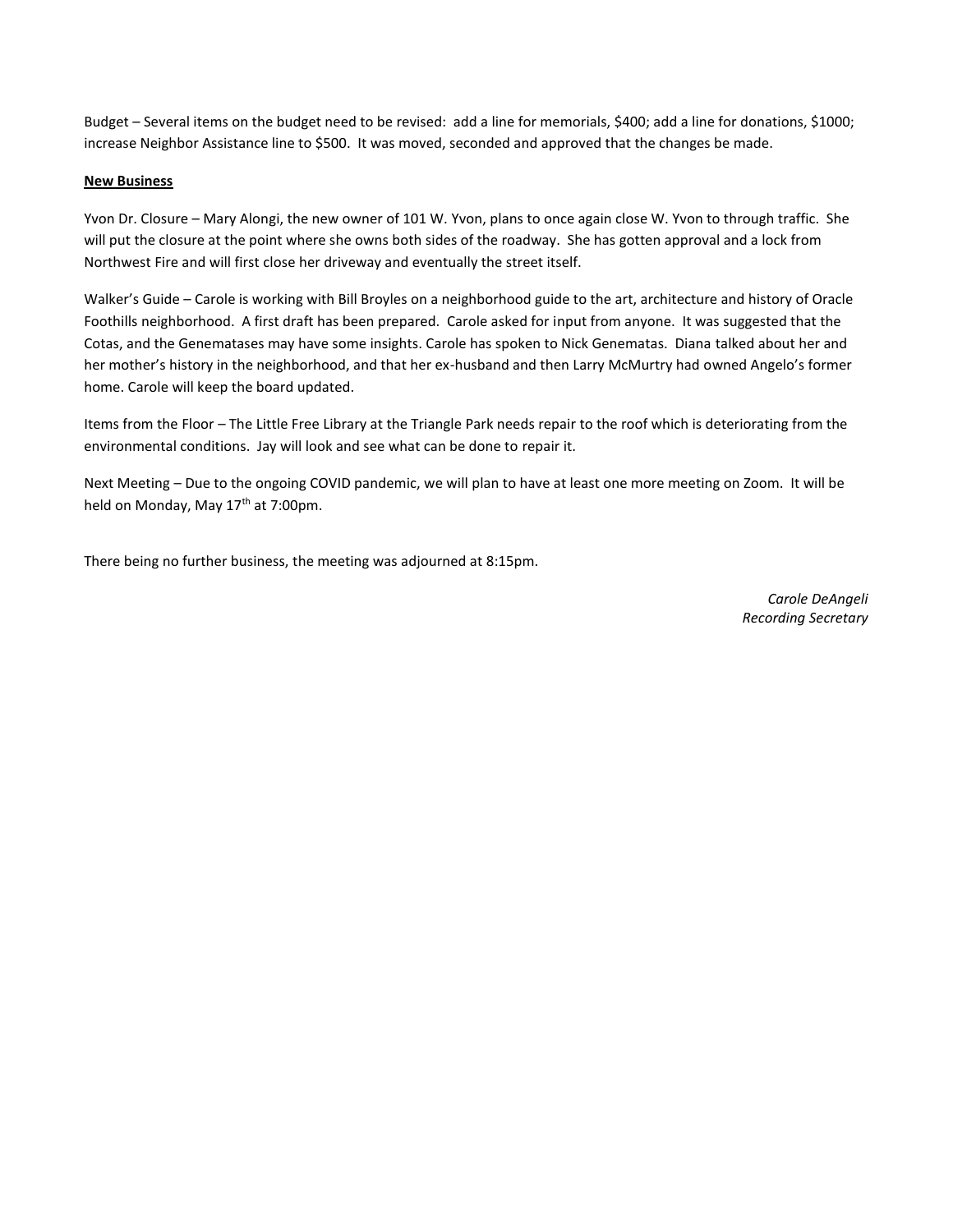Budget – Several items on the budget need to be revised: add a line for memorials, $400; add a line for donations, $1000; increase Neighbor Assistance line to $500. It was moved, seconded and approved that the changes be made.

**New Business**

Yvon Dr. Closure – Mary Alongi, the new owner of 101 W. Yvon, plans to once again close W. Yvon to through traffic. She will put the closure at the point where she owns both sides of the roadway. She has gotten approval and a lock from Northwest Fire and will first close her driveway and eventually the street itself.

Walker's Guide – Carole is working with Bill Broyles on a neighborhood guide to the art, architecture and history of Oracle Foothills neighborhood. A first draft has been prepared. Carole asked for input from anyone. It was suggested that the Cotas, and the Genematases may have some insights. Carole has spoken to Nick Genematas. Diana talked about her and her mother's history in the neighborhood, and that her ex-husband and then Larry McMurtry had owned Angelo's former home. Carole will keep the board updated.

Items from the Floor – The Little Free Library at the Triangle Park needs repair to the roof which is deteriorating from the environmental conditions. Jay will look and see what can be done to repair it.

Next Meeting – Due to the ongoing COVID pandemic, we will plan to have at least one more meeting on Zoom. It will be held on Monday, May 17th at 7:00pm.

There being no further business, the meeting was adjourned at 8:15pm.

*Carole DeAngeli*
*Recording Secretary*